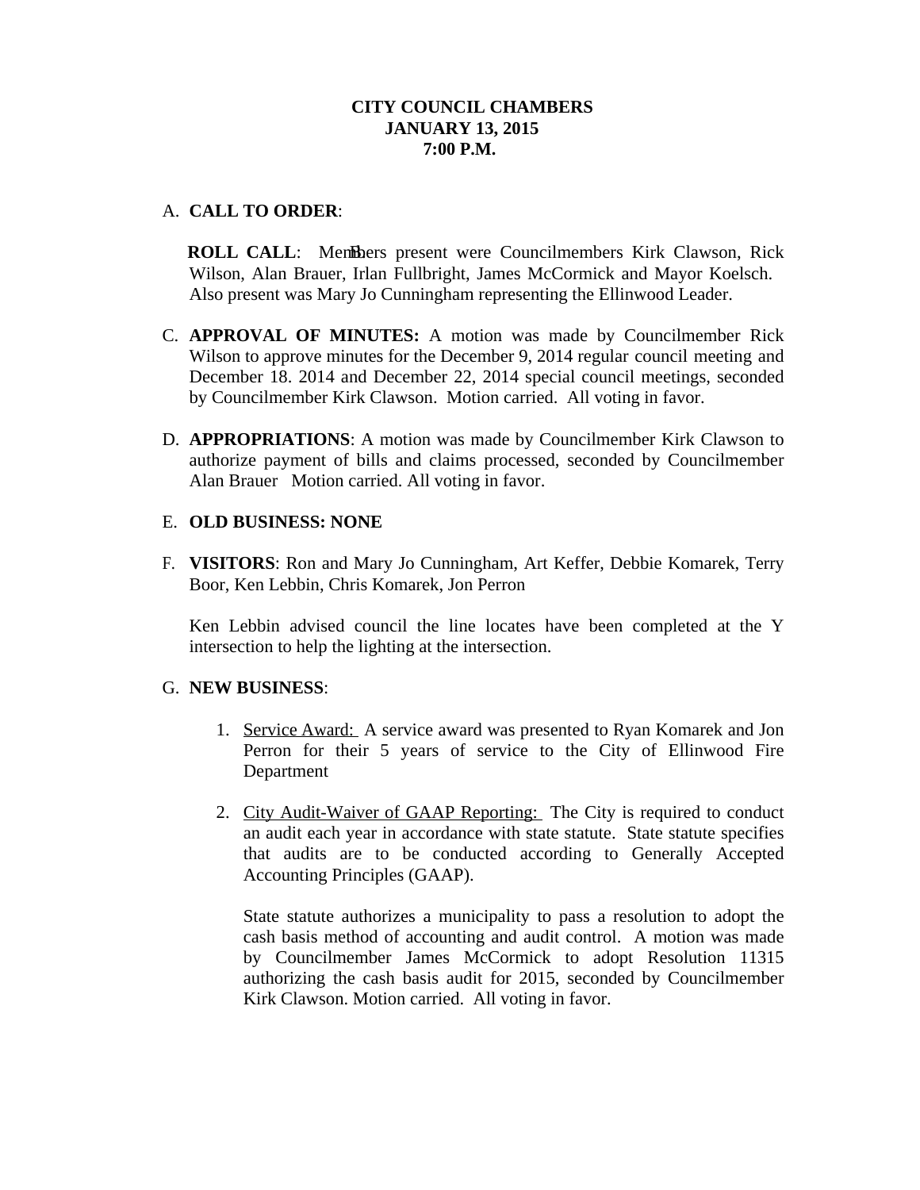**CITY COUNCIL CHAMBERS**
**JANUARY 13, 2015**
**7:00 P.M.**

A. **CALL TO ORDER**:

**ROLL CALL**: Members present were Councilmembers Kirk Clawson, Rick Wilson, Alan Brauer, Irlan Fullbright, James McCormick and Mayor Koelsch. Also present was Mary Jo Cunningham representing the Ellinwood Leader.

C. **APPROVAL OF MINUTES:** A motion was made by Councilmember Rick Wilson to approve minutes for the December 9, 2014 regular council meeting and December 18. 2014 and December 22, 2014 special council meetings, seconded by Councilmember Kirk Clawson. Motion carried. All voting in favor.

D. **APPROPRIATIONS**: A motion was made by Councilmember Kirk Clawson to authorize payment of bills and claims processed, seconded by Councilmember Alan Brauer Motion carried. All voting in favor.

E. **OLD BUSINESS: NONE**

F. **VISITORS**: Ron and Mary Jo Cunningham, Art Keffer, Debbie Komarek, Terry Boor, Ken Lebbin, Chris Komarek, Jon Perron

Ken Lebbin advised council the line locates have been completed at the Y intersection to help the lighting at the intersection.

G. **NEW BUSINESS**:

1. Service Award: A service award was presented to Ryan Komarek and Jon Perron for their 5 years of service to the City of Ellinwood Fire Department

2. City Audit-Waiver of GAAP Reporting: The City is required to conduct an audit each year in accordance with state statute. State statute specifies that audits are to be conducted according to Generally Accepted Accounting Principles (GAAP).

   State statute authorizes a municipality to pass a resolution to adopt the cash basis method of accounting and audit control. A motion was made by Councilmember James McCormick to adopt Resolution 11315 authorizing the cash basis audit for 2015, seconded by Councilmember Kirk Clawson. Motion carried. All voting in favor.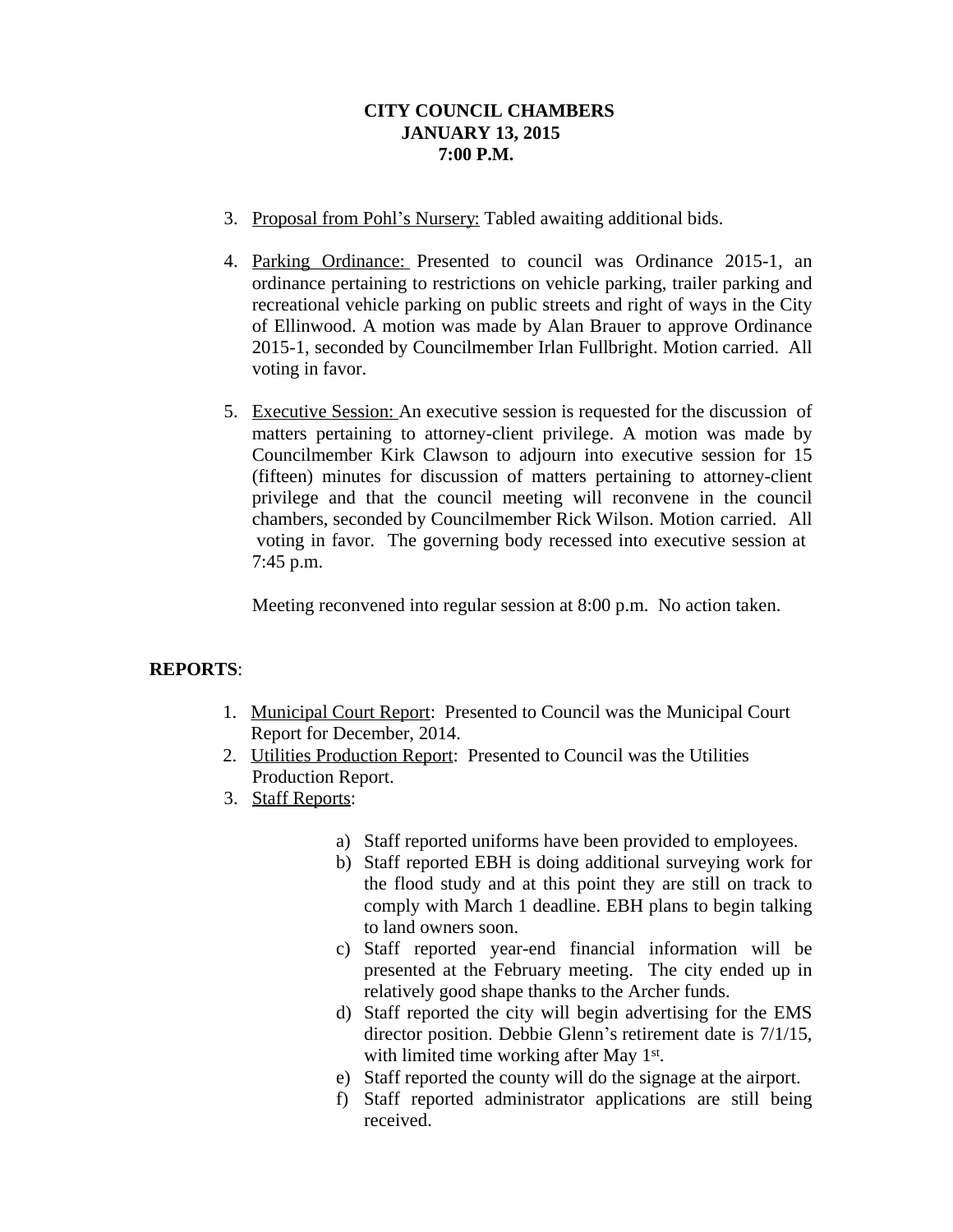**CITY COUNCIL CHAMBERS**
**JANUARY 13, 2015**
**7:00 P.M.**

3. Proposal from Pohl's Nursery: Tabled awaiting additional bids.

4. Parking Ordinance: Presented to council was Ordinance 2015-1, an ordinance pertaining to restrictions on vehicle parking, trailer parking and recreational vehicle parking on public streets and right of ways in the City of Ellinwood. A motion was made by Alan Brauer to approve Ordinance 2015-1, seconded by Councilmember Irlan Fullbright. Motion carried. All voting in favor.

5. Executive Session: An executive session is requested for the discussion of matters pertaining to attorney-client privilege. A motion was made by Councilmember Kirk Clawson to adjourn into executive session for 15 (fifteen) minutes for discussion of matters pertaining to attorney-client privilege and that the council meeting will reconvene in the council chambers, seconded by Councilmember Rick Wilson. Motion carried. All voting in favor. The governing body recessed into executive session at 7:45 p.m.

   Meeting reconvened into regular session at 8:00 p.m. No action taken.

**REPORTS**:

1. Municipal Court Report: Presented to Council was the Municipal Court Report for December, 2014.
2. Utilities Production Report: Presented to Council was the Utilities Production Report.
3. Staff Reports:

   a) Staff reported uniforms have been provided to employees.
   b) Staff reported EBH is doing additional surveying work for the flood study and at this point they are still on track to comply with March 1 deadline. EBH plans to begin talking to land owners soon.
   c) Staff reported year-end financial information will be presented at the February meeting. The city ended up in relatively good shape thanks to the Archer funds.
   d) Staff reported the city will begin advertising for the EMS director position. Debbie Glenn's retirement date is 7/1/15, with limited time working after May 1st.
   e) Staff reported the county will do the signage at the airport.
   f) Staff reported administrator applications are still being received.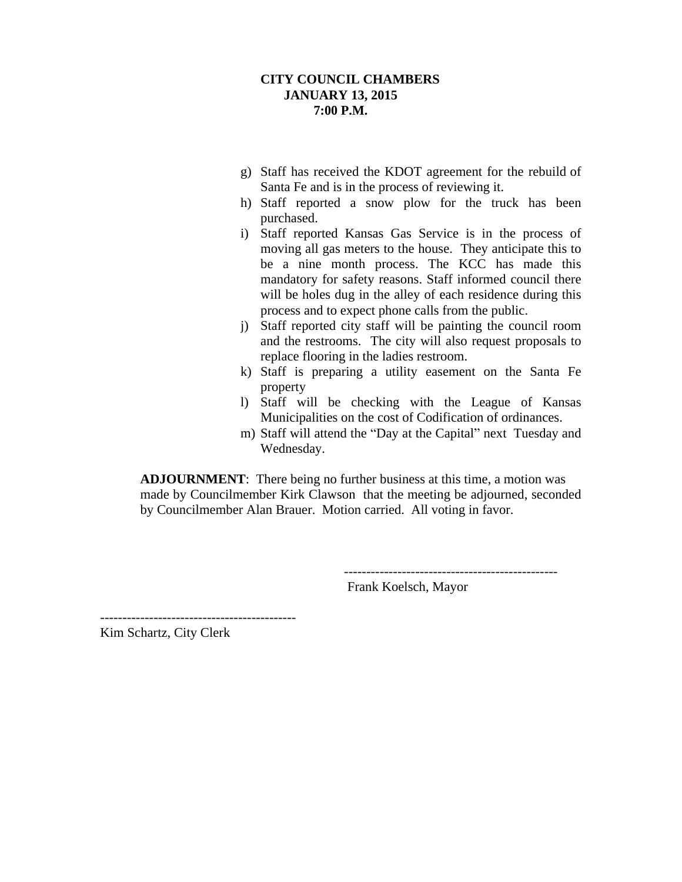**CITY COUNCIL CHAMBERS**
**JANUARY 13, 2015**
**7:00 P.M.**

g) Staff has received the KDOT agreement for the rebuild of Santa Fe and is in the process of reviewing it.
h) Staff reported a snow plow for the truck has been purchased.
i) Staff reported Kansas Gas Service is in the process of moving all gas meters to the house. They anticipate this to be a nine month process. The KCC has made this mandatory for safety reasons. Staff informed council there will be holes dug in the alley of each residence during this process and to expect phone calls from the public.
j) Staff reported city staff will be painting the council room and the restrooms. The city will also request proposals to replace flooring in the ladies restroom.
k) Staff is preparing a utility easement on the Santa Fe property
l) Staff will be checking with the League of Kansas Municipalities on the cost of Codification of ordinances.
m) Staff will attend the "Day at the Capital" next Tuesday and Wednesday.

**ADJOURNMENT**: There being no further business at this time, a motion was made by Councilmember Kirk Clawson that the meeting be adjourned, seconded by Councilmember Alan Brauer. Motion carried. All voting in favor.

-----------------------------------------------
Frank Koelsch, Mayor

-------------------------------------------
Kim Schartz, City Clerk